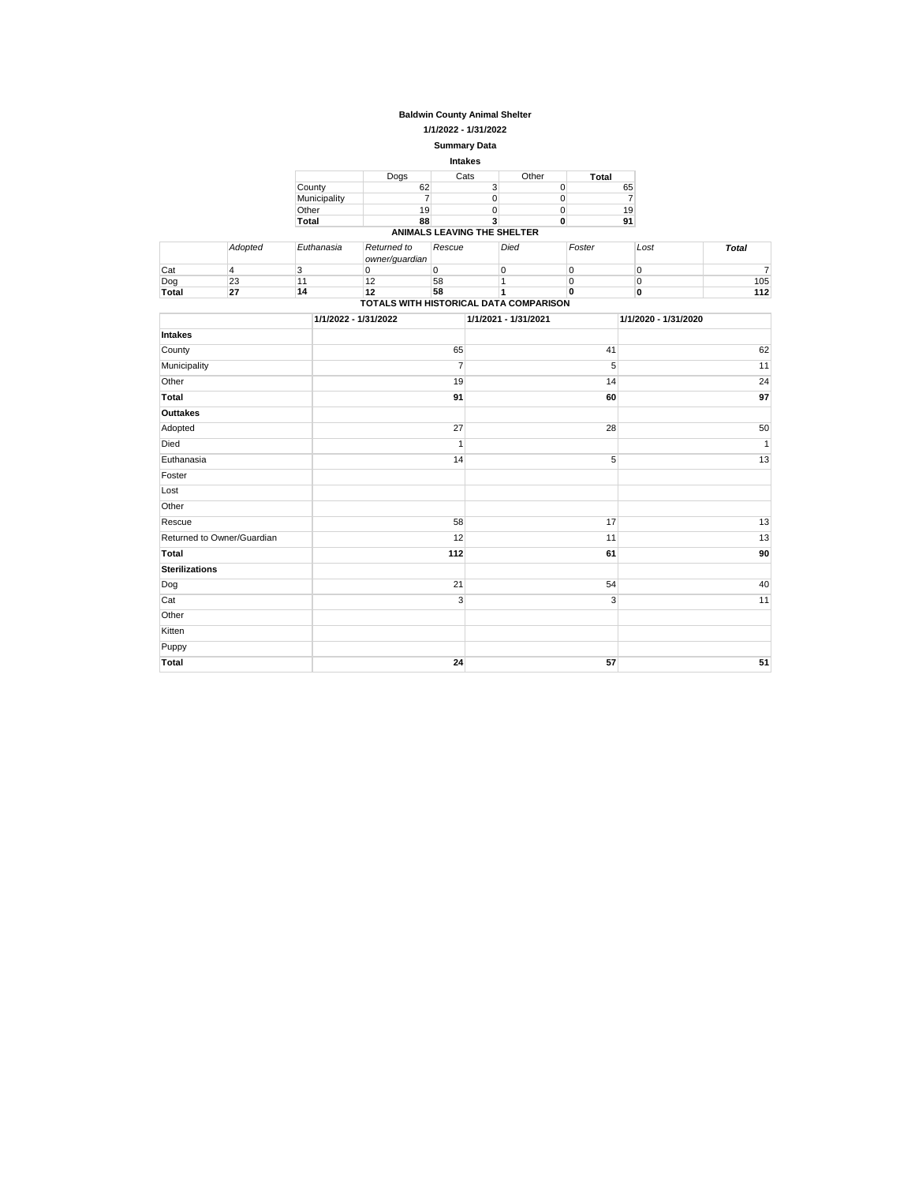# Baldwin County Animal Shelter

## 1/1/2022 - 1/31/2022

## Summary Data

### Intakes

| | Dogs | Cats | Other | Total |
|---|---|---|---|---|
| County | 62 | 3 | 0 | 65 |
| Municipality | 7 | 0 | 0 | 7 |
| Other | 19 | 0 | 0 | 19 |
| **Total** | **88** | **3** | **0** | **91** |

### ANIMALS LEAVING THE SHELTER

| | *Adopted* | *Euthanasia* | *Returned to owner/guardian* | *Rescue* | *Died* | *Foster* | *Lost* | ***Total*** |
|---|---|---|---|---|---|---|---|---|
| Cat | 4 | 3 | 0 | 0 | 0 | 0 | 0 | 7 |
| Dog | 23 | 11 | 12 | 58 | 1 | 0 | 0 | 105 |
| **Total** | **27** | **14** | **12** | **58** | **1** | **0** | **0** | **112** |

### TOTALS WITH HISTORICAL DATA COMPARISON

| | 1/1/2022 - 1/31/2022 | 1/1/2021 - 1/31/2021 | 1/1/2020 - 1/31/2020 |
|---|---|---|---|
| **Intakes** | | | |
| County | 65 | 41 | 62 |
| Municipality | 7 | 5 | 11 |
| Other | 19 | 14 | 24 |
| **Total** | **91** | **60** | **97** |
| **Outtakes** | | | |
| Adopted | 27 | 28 | 50 |
| Died | 1 | | 1 |
| Euthanasia | 14 | 5 | 13 |
| Foster | | | |
| Lost | | | |
| Other | | | |
| Rescue | 58 | 17 | 13 |
| Returned to Owner/Guardian | 12 | 11 | 13 |
| **Total** | **112** | **61** | **90** |
| **Sterilizations** | | | |
| Dog | 21 | 54 | 40 |
| Cat | 3 | 3 | 11 |
| Other | | | |
| Kitten | | | |
| Puppy | | | |
| **Total** | **24** | **57** | **51** |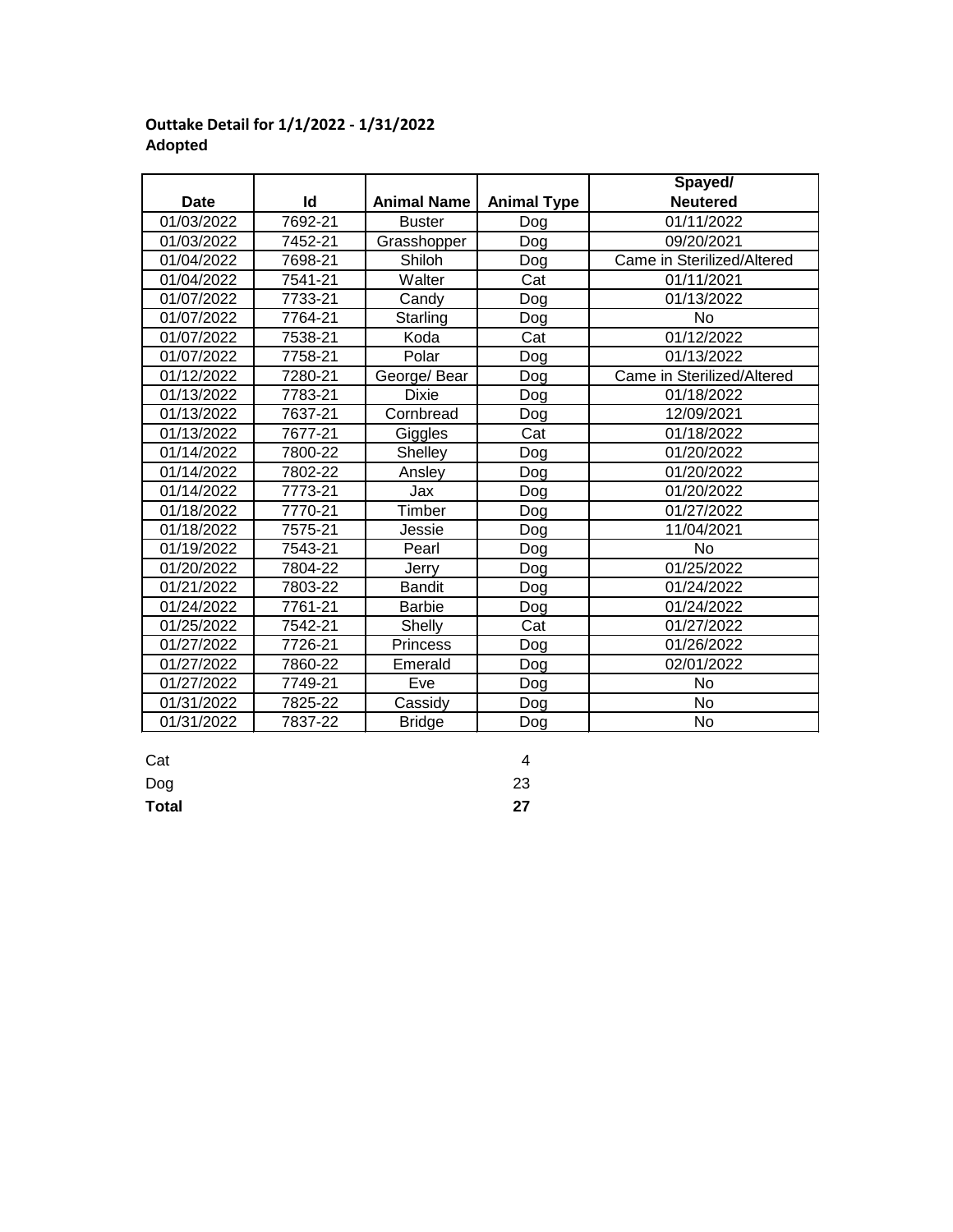**Outtake Detail for 1/1/2022 - 1/31/2022**
**Adopted**

| Date | Id | Animal Name | Animal Type | Spayed/ Neutered |
|---|---|---|---|---|
| 01/03/2022 | 7692-21 | Buster | Dog | 01/11/2022 |
| 01/03/2022 | 7452-21 | Grasshopper | Dog | 09/20/2021 |
| 01/04/2022 | 7698-21 | Shiloh | Dog | Came in Sterilized/Altered |
| 01/04/2022 | 7541-21 | Walter | Cat | 01/11/2021 |
| 01/07/2022 | 7733-21 | Candy | Dog | 01/13/2022 |
| 01/07/2022 | 7764-21 | Starling | Dog | No |
| 01/07/2022 | 7538-21 | Koda | Cat | 01/12/2022 |
| 01/07/2022 | 7758-21 | Polar | Dog | 01/13/2022 |
| 01/12/2022 | 7280-21 | George/ Bear | Dog | Came in Sterilized/Altered |
| 01/13/2022 | 7783-21 | Dixie | Dog | 01/18/2022 |
| 01/13/2022 | 7637-21 | Cornbread | Dog | 12/09/2021 |
| 01/13/2022 | 7677-21 | Giggles | Cat | 01/18/2022 |
| 01/14/2022 | 7800-22 | Shelley | Dog | 01/20/2022 |
| 01/14/2022 | 7802-22 | Ansley | Dog | 01/20/2022 |
| 01/14/2022 | 7773-21 | Jax | Dog | 01/20/2022 |
| 01/18/2022 | 7770-21 | Timber | Dog | 01/27/2022 |
| 01/18/2022 | 7575-21 | Jessie | Dog | 11/04/2021 |
| 01/19/2022 | 7543-21 | Pearl | Dog | No |
| 01/20/2022 | 7804-22 | Jerry | Dog | 01/25/2022 |
| 01/21/2022 | 7803-22 | Bandit | Dog | 01/24/2022 |
| 01/24/2022 | 7761-21 | Barbie | Dog | 01/24/2022 |
| 01/25/2022 | 7542-21 | Shelly | Cat | 01/27/2022 |
| 01/27/2022 | 7726-21 | Princess | Dog | 01/26/2022 |
| 01/27/2022 | 7860-22 | Emerald | Dog | 02/01/2022 |
| 01/27/2022 | 7749-21 | Eve | Dog | No |
| 01/31/2022 | 7825-22 | Cassidy | Dog | No |
| 01/31/2022 | 7837-22 | Bridge | Dog | No |

| | |
|---|---|
| Cat | 4 |
| Dog | 23 |
| **Total** | **27** |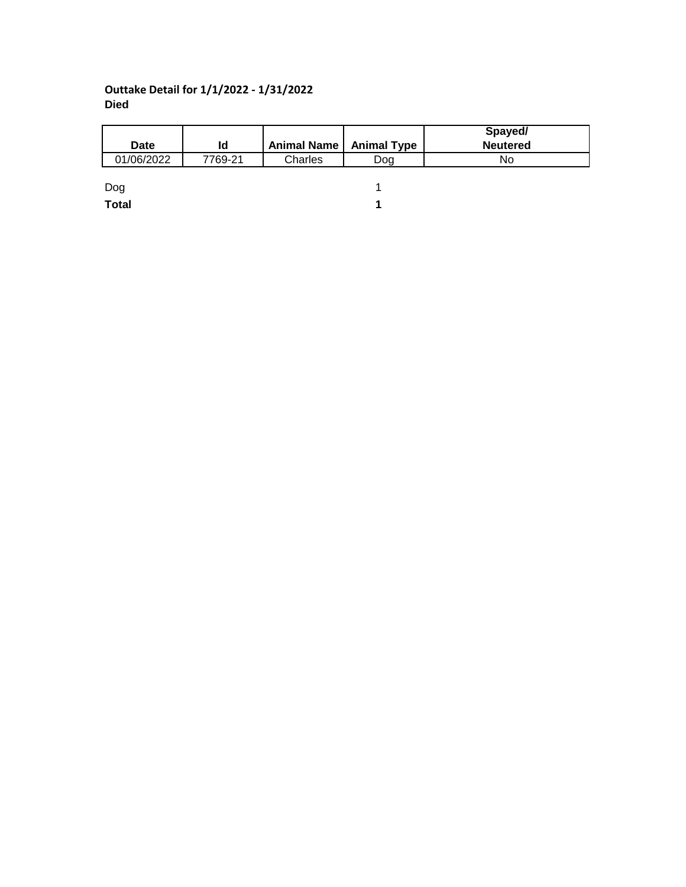**Outtake Detail for 1/1/2022 - 1/31/2022**
**Died**

| Date | Id | Animal Name | Animal Type | Spayed/ Neutered |
|---|---|---|---|---|
| 01/06/2022 | 7769-21 | Charles | Dog | No |

| | |
|---|---|
| Dog | 1 |
| **Total** | **1** |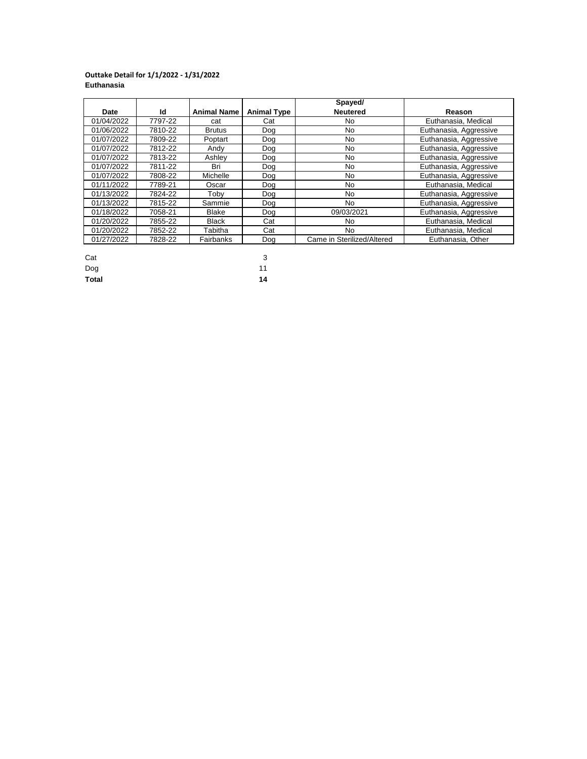**Outtake Detail for 1/1/2022 - 1/31/2022**
**Euthanasia**

| Date | Id | Animal Name | Animal Type | Spayed/ Neutered | Reason |
|---|---|---|---|---|---|
| 01/04/2022 | 7797-22 | cat | Cat | No | Euthanasia, Medical |
| 01/06/2022 | 7810-22 | Brutus | Dog | No | Euthanasia, Aggressive |
| 01/07/2022 | 7809-22 | Poptart | Dog | No | Euthanasia, Aggressive |
| 01/07/2022 | 7812-22 | Andy | Dog | No | Euthanasia, Aggressive |
| 01/07/2022 | 7813-22 | Ashley | Dog | No | Euthanasia, Aggressive |
| 01/07/2022 | 7811-22 | Bri | Dog | No | Euthanasia, Aggressive |
| 01/07/2022 | 7808-22 | Michelle | Dog | No | Euthanasia, Aggressive |
| 01/11/2022 | 7789-21 | Oscar | Dog | No | Euthanasia, Medical |
| 01/13/2022 | 7824-22 | Toby | Dog | No | Euthanasia, Aggressive |
| 01/13/2022 | 7815-22 | Sammie | Dog | No | Euthanasia, Aggressive |
| 01/18/2022 | 7058-21 | Blake | Dog | 09/03/2021 | Euthanasia, Aggressive |
| 01/20/2022 | 7855-22 | Black | Cat | No | Euthanasia, Medical |
| 01/20/2022 | 7852-22 | Tabitha | Cat | No | Euthanasia, Medical |
| 01/27/2022 | 7828-22 | Fairbanks | Dog | Came in Sterilized/Altered | Euthanasia, Other |

| | |
|---|---|
| Cat | 3 |
| Dog | 11 |
| **Total** | **14** |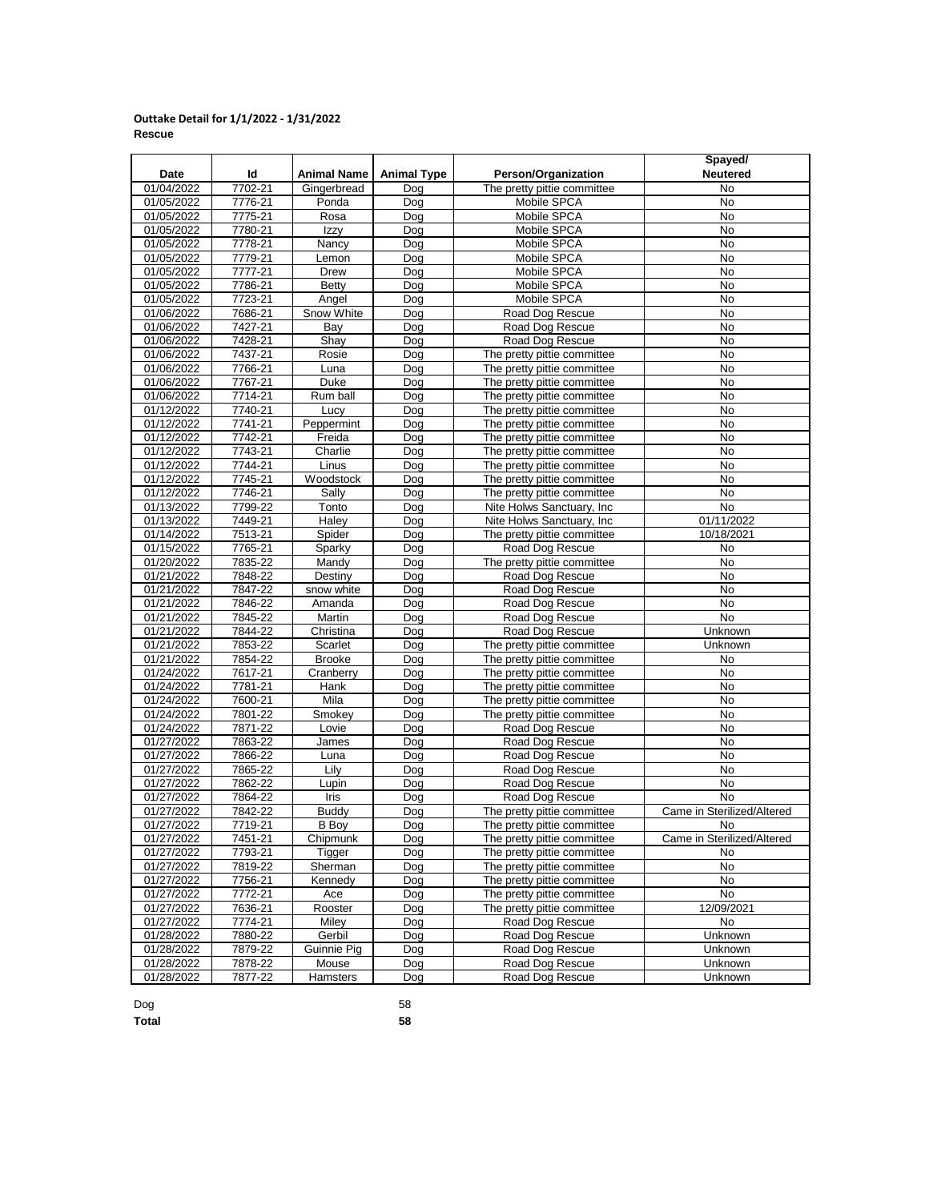**Outtake Detail for 1/1/2022 - 1/31/2022**
**Rescue**

| Date | Id | Animal Name | Animal Type | Person/Organization | Spayed/ Neutered |
|---|---|---|---|---|---|
| 01/04/2022 | 7702-21 | Gingerbread | Dog | The pretty pittie committee | No |
| 01/05/2022 | 7776-21 | Ponda | Dog | Mobile SPCA | No |
| 01/05/2022 | 7775-21 | Rosa | Dog | Mobile SPCA | No |
| 01/05/2022 | 7780-21 | Izzy | Dog | Mobile SPCA | No |
| 01/05/2022 | 7778-21 | Nancy | Dog | Mobile SPCA | No |
| 01/05/2022 | 7779-21 | Lemon | Dog | Mobile SPCA | No |
| 01/05/2022 | 7777-21 | Drew | Dog | Mobile SPCA | No |
| 01/05/2022 | 7786-21 | Betty | Dog | Mobile SPCA | No |
| 01/05/2022 | 7723-21 | Angel | Dog | Mobile SPCA | No |
| 01/06/2022 | 7686-21 | Snow White | Dog | Road Dog Rescue | No |
| 01/06/2022 | 7427-21 | Bay | Dog | Road Dog Rescue | No |
| 01/06/2022 | 7428-21 | Shay | Dog | Road Dog Rescue | No |
| 01/06/2022 | 7437-21 | Rosie | Dog | The pretty pittie committee | No |
| 01/06/2022 | 7766-21 | Luna | Dog | The pretty pittie committee | No |
| 01/06/2022 | 7767-21 | Duke | Dog | The pretty pittie committee | No |
| 01/06/2022 | 7714-21 | Rum ball | Dog | The pretty pittie committee | No |
| 01/12/2022 | 7740-21 | Lucy | Dog | The pretty pittie committee | No |
| 01/12/2022 | 7741-21 | Peppermint | Dog | The pretty pittie committee | No |
| 01/12/2022 | 7742-21 | Freida | Dog | The pretty pittie committee | No |
| 01/12/2022 | 7743-21 | Charlie | Dog | The pretty pittie committee | No |
| 01/12/2022 | 7744-21 | Linus | Dog | The pretty pittie committee | No |
| 01/12/2022 | 7745-21 | Woodstock | Dog | The pretty pittie committee | No |
| 01/12/2022 | 7746-21 | Sally | Dog | The pretty pittie committee | No |
| 01/13/2022 | 7799-22 | Tonto | Dog | Nite Holws Sanctuary, Inc | No |
| 01/13/2022 | 7449-21 | Haley | Dog | Nite Holws Sanctuary, Inc | 01/11/2022 |
| 01/14/2022 | 7513-21 | Spider | Dog | The pretty pittie committee | 10/18/2021 |
| 01/15/2022 | 7765-21 | Sparky | Dog | Road Dog Rescue | No |
| 01/20/2022 | 7835-22 | Mandy | Dog | The pretty pittie committee | No |
| 01/21/2022 | 7848-22 | Destiny | Dog | Road Dog Rescue | No |
| 01/21/2022 | 7847-22 | snow white | Dog | Road Dog Rescue | No |
| 01/21/2022 | 7846-22 | Amanda | Dog | Road Dog Rescue | No |
| 01/21/2022 | 7845-22 | Martin | Dog | Road Dog Rescue | No |
| 01/21/2022 | 7844-22 | Christina | Dog | Road Dog Rescue | Unknown |
| 01/21/2022 | 7853-22 | Scarlet | Dog | The pretty pittie committee | Unknown |
| 01/21/2022 | 7854-22 | Brooke | Dog | The pretty pittie committee | No |
| 01/24/2022 | 7617-21 | Cranberry | Dog | The pretty pittie committee | No |
| 01/24/2022 | 7781-21 | Hank | Dog | The pretty pittie committee | No |
| 01/24/2022 | 7600-21 | Mila | Dog | The pretty pittie committee | No |
| 01/24/2022 | 7801-22 | Smokey | Dog | The pretty pittie committee | No |
| 01/24/2022 | 7871-22 | Lovie | Dog | Road Dog Rescue | No |
| 01/27/2022 | 7863-22 | James | Dog | Road Dog Rescue | No |
| 01/27/2022 | 7866-22 | Luna | Dog | Road Dog Rescue | No |
| 01/27/2022 | 7865-22 | Lily | Dog | Road Dog Rescue | No |
| 01/27/2022 | 7862-22 | Lupin | Dog | Road Dog Rescue | No |
| 01/27/2022 | 7864-22 | Iris | Dog | Road Dog Rescue | No |
| 01/27/2022 | 7842-22 | Buddy | Dog | The pretty pittie committee | Came in Sterilized/Altered |
| 01/27/2022 | 7719-21 | B Boy | Dog | The pretty pittie committee | No |
| 01/27/2022 | 7451-21 | Chipmunk | Dog | The pretty pittie committee | Came in Sterilized/Altered |
| 01/27/2022 | 7793-21 | Tigger | Dog | The pretty pittie committee | No |
| 01/27/2022 | 7819-22 | Sherman | Dog | The pretty pittie committee | No |
| 01/27/2022 | 7756-21 | Kennedy | Dog | The pretty pittie committee | No |
| 01/27/2022 | 7772-21 | Ace | Dog | The pretty pittie committee | No |
| 01/27/2022 | 7636-21 | Rooster | Dog | The pretty pittie committee | 12/09/2021 |
| 01/27/2022 | 7774-21 | Miley | Dog | Road Dog Rescue | No |
| 01/28/2022 | 7880-22 | Gerbil | Dog | Road Dog Rescue | Unknown |
| 01/28/2022 | 7879-22 | Guinnie Pig | Dog | Road Dog Rescue | Unknown |
| 01/28/2022 | 7878-22 | Mouse | Dog | Road Dog Rescue | Unknown |
| 01/28/2022 | 7877-22 | Hamsters | Dog | Road Dog Rescue | Unknown |

Dog 58

**Total** **58**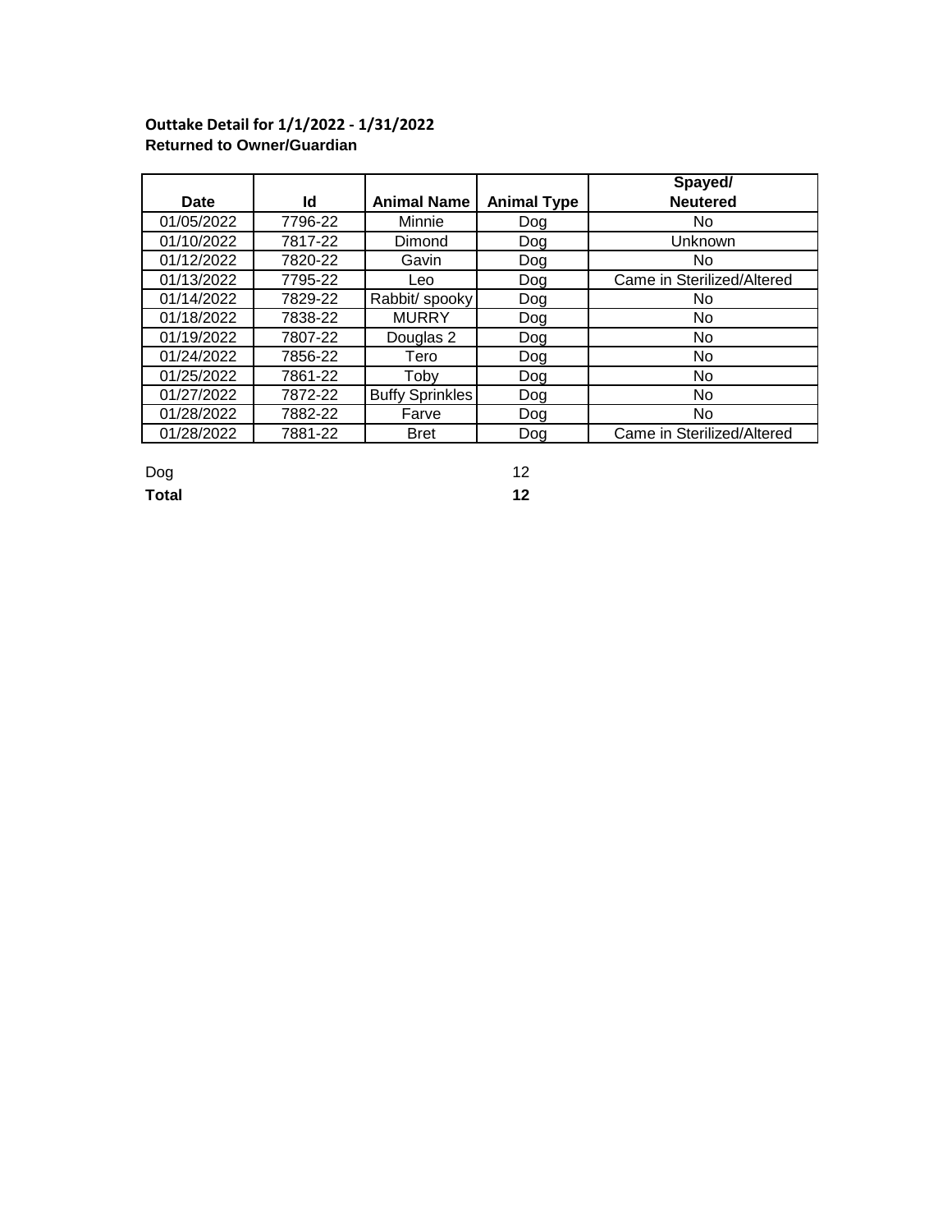**Outtake Detail for 1/1/2022 - 1/31/2022**
**Returned to Owner/Guardian**

| Date | Id | Animal Name | Animal Type | Spayed/ Neutered |
|---|---|---|---|---|
| 01/05/2022 | 7796-22 | Minnie | Dog | No |
| 01/10/2022 | 7817-22 | Dimond | Dog | Unknown |
| 01/12/2022 | 7820-22 | Gavin | Dog | No |
| 01/13/2022 | 7795-22 | Leo | Dog | Came in Sterilized/Altered |
| 01/14/2022 | 7829-22 | Rabbit/ spooky | Dog | No |
| 01/18/2022 | 7838-22 | MURRY | Dog | No |
| 01/19/2022 | 7807-22 | Douglas 2 | Dog | No |
| 01/24/2022 | 7856-22 | Tero | Dog | No |
| 01/25/2022 | 7861-22 | Toby | Dog | No |
| 01/27/2022 | 7872-22 | Buffy Sprinkles | Dog | No |
| 01/28/2022 | 7882-22 | Farve | Dog | No |
| 01/28/2022 | 7881-22 | Bret | Dog | Came in Sterilized/Altered |

| | |
|---|---|
| Dog | 12 |
| **Total** | **12** |